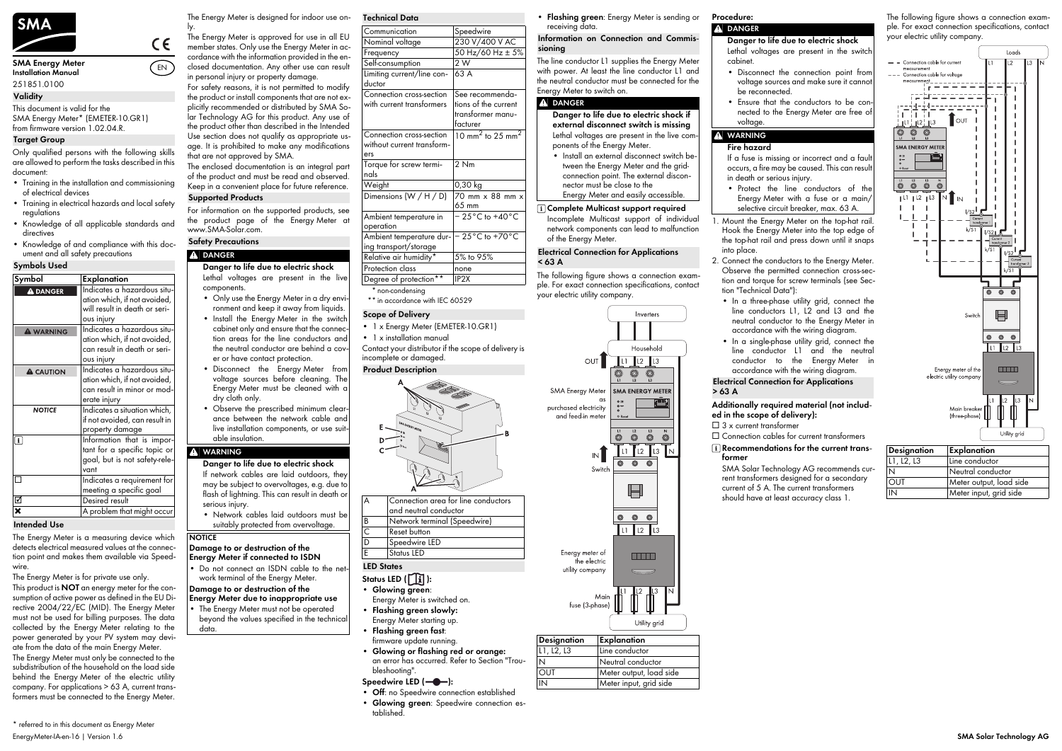# SMA Energy Meter

**Installation Manual**

251851.0100

EN

## Validity

This document is valid for the SMA Energy Meter* (EMETER-10.GR1) from firmware version 1.02.04.R.

## Target Group

Only qualified persons with the following skills are allowed to perform the tasks described in this document:

- Training in the installation and commissioning of electrical devices
- Training in electrical hazards and local safety regulations
- Knowledge of all applicable standards and directives
- Knowledge of and compliance with this document and all safety precautions

## Symbols Used

| Symbol | Explanation |
|---|---|
| DANGER | Indicates a hazardous situation which, if not avoided, will result in death or serious injury |
| WARNING | Indicates a hazardous situation which, if not avoided, can result in death or serious injury |
| CAUTION | Indicates a hazardous situation which, if not avoided, can result in minor or moderate injury |
| *NOTICE* | Indicates a situation which, if not avoided, can result in property damage |
| i | Information that is important for a specific topic or goal, but is not safety-relevant |
| ☐ | Indicates a requirement for meeting a specific goal |
| ☑ | Desired result |
| ✖ | A problem that might occur |

## Intended Use

The Energy Meter is a measuring device which detects electrical measured values at the connection point and makes them available via Speedwire.

The Energy Meter is for private use only.

This product is **NOT** an energy meter for the consumption of active power as defined in the EU Directive 2004/22/EC (MID). The Energy Meter must not be used for billing purposes. The data collected by the Energy Meter relating to the power generated by your PV system may deviate from the data of the main Energy Meter.

The Energy Meter must only be connected to the subdistribution of the household on the load side behind the Energy Meter of the electric utility company. For applications > 63 A, current transformers must be connected to the Energy Meter.

The Energy Meter is designed for indoor use only.

The Energy Meter is approved for use in all EU member states. Only use the Energy Meter in accordance with the information provided in the enclosed documentation. Any other use can result in personal injury or property damage.

For safety reasons, it is not permitted to modify the product or install components that are not explicitly recommended or distributed by SMA Solar Technology AG for this product. Any use of the product other than described in the Intended Use section does not qualify as appropriate usage. It is prohibited to make any modifications that are not approved by SMA.

The enclosed documentation is an integral part of the product and must be read and observed. Keep in a convenient place for future reference.

## Supported Products

For information on the supported products, see the product page of the Energy Meter at www.SMA-Solar.com.

## Safety Precautions

**DANGER**

**Danger to life due to electric shock**

Lethal voltages are present in the live components.

- Only use the Energy Meter in a dry environment and keep it away from liquids.
- Install the Energy Meter in the switch cabinet only and ensure that the connection areas for the line conductors and the neutral conductor are behind a cover or have contact protection.
- Disconnect the Energy Meter from voltage sources before cleaning. The Energy Meter must be cleaned with a dry cloth only.
- Observe the prescribed minimum clearance between the network cable and live installation components, or use suitable insulation.

**WARNING**

**Danger to life due to electric shock**

If network cables are laid outdoors, they may be subject to overvoltages, e.g. due to flash of lightning. This can result in death or serious injury.

- Network cables laid outdoors must be suitably protected from overvoltage.

**NOTICE**

**Damage to or destruction of the Energy Meter if connected to ISDN**

- Do not connect an ISDN cable to the network terminal of the Energy Meter.

**Damage to or destruction of the Energy Meter due to inappropriate use**

- The Energy Meter must not be operated beyond the values specified in the technical data.

## Technical Data

| | |
|---|---|
| Communication | Speedwire |
| Nominal voltage | 230 V/400 V AC |
| Frequency | 50 Hz/60 Hz ± 5% |
| Self-consumption | 2 W |
| Limiting current/line conductor | 63 A |
| Connection cross-section with current transformers | See recommendations of the current transformer manufacturer |
| Connection cross-section without current transformers | 10 mm² to 25 mm² |
| Torque for screw terminals | 2 Nm |
| Weight | 0,30 kg |
| Dimensions (W / H / D) | 70 mm x 88 mm x 65 mm |
| Ambient temperature in operation | − 25°C to +40°C |
| Ambient temperature during transport/storage | − 25°C to +70°C |
| Relative air humidity* | 5% to 95% |
| Protection class | none |
| Degree of protection** | IP2X |

\* non-condensing

\*\* in accordance with IEC 60529

## Scope of Delivery

- 1 x Energy Meter (EMETER-10.GR1)
- 1 x installation manual

Contact your distributor if the scope of delivery is incomplete or damaged.

## Product Description

| | |
|---|---|
| A | Connection area for line conductors and neutral conductor |
| B | Network terminal (Speedwire) |
| C | Reset button |
| D | Speedwire LED |
| E | Status LED |

## LED States

**Status LED (i):**

- **Glowing green**: Energy Meter is switched on.
- **Flashing green slowly:** Energy Meter starting up.
- **Flashing green fast**: firmware update running.
- **Glowing or flashing red or orange:** an error has occurred. Refer to Section "Troubleshooting".

**Speedwire LED:**

- **Off**: no Speedwire connection established
- **Glowing green**: Speedwire connection established.
- **Flashing green**: Energy Meter is sending or receiving data.

## Information on Connection and Commissioning

The line conductor L1 supplies the Energy Meter with power. At least the line conductor L1 and the neutral conductor must be connected for the Energy Meter to switch on.

**DANGER**

**Danger to life due to electric shock if external disconnect switch is missing**

Lethal voltages are present in the live components of the Energy Meter.

- Install an external disconnect switch between the Energy Meter and the grid-connection point. The external disconnector must be close to the Energy Meter and easily accessible.

**Complete Multicast support required**

Incomplete Multicast support of individual network components can lead to malfunction of the Energy Meter.

## Electrical Connection for Applications < 63 A

The following figure shows a connection example. For exact connection specifications, contact your electric utility company.

| Designation | Explanation |
|---|---|
| L1, L2, L3 | Line conductor |
| N | Neutral conductor |
| OUT | Meter output, load side |
| IN | Meter input, grid side |

**Procedure:**

**DANGER**

**Danger to life due to electric shock**

Lethal voltages are present in the switch cabinet.

- Disconnect the connection point from voltage sources and make sure it cannot be reconnected.
- Ensure that the conductors to be connected to the Energy Meter are free of voltage.

**WARNING**

**Fire hazard**

If a fuse is missing or incorrect and a fault occurs, a fire may be caused. This can result in death or serious injury.

- Protect the line conductors of the Energy Meter with a fuse or a main/ selective circuit breaker, max. 63 A.

1. Mount the Energy Meter on the top-hat rail. Hook the Energy Meter into the top edge of the top-hat rail and press down until it snaps into place.
2. Connect the conductors to the Energy Meter. Observe the permitted connection cross-section and torque for screw terminals (see Section "Technical Data"):
   - In a three-phase utility grid, connect the line conductors L1, L2 and L3 and the neutral conductor to the Energy Meter in accordance with the wiring diagram.
   - In a single-phase utility grid, connect the line conductor L1 and the neutral conductor to the Energy Meter in accordance with the wiring diagram.

## Electrical Connection for Applications > 63 A

**Additionally required material (not included in the scope of delivery):**

☐ 3 x current transformer

☐ Connection cables for current transformers

**Recommendations for the current transformer**

SMA Solar Technology AG recommends current transformers designed for a secondary current of 5 A. The current transformers should have at least accuracy class 1.

The following figure shows a connection example. For exact connection specifications, contact your electric utility company.

| Designation | Explanation |
|---|---|
| L1, L2, L3 | Line conductor |
| N | Neutral conductor |
| OUT | Meter output, load side |
| IN | Meter input, grid side |

\* referred to in this document as Energy Meter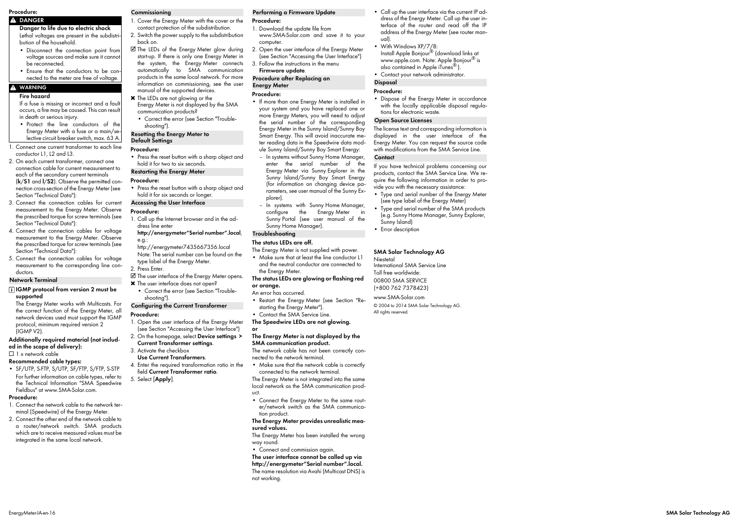## Procedure:

**⚠ DANGER**

**Danger to life due to electric shock**

Lethal voltages are present in the subdistribution of the household.

- Disconnect the connection point from voltage sources and make sure it cannot be reconnected.
- Ensure that the conductors to be connected to the meter are free of voltage.

**⚠ WARNING**

**Fire hazard**

If a fuse is missing or incorrect and a fault occurs, a fire may be caused. This can result in death or serious injury.

- Protect the line conductors of the Energy Meter with a fuse or a main/selective circuit breaker switch, max. 63 A.

1. Connect one current transformer to each line conductor L1, L2 and L3.
2. On each current transformer, connect one connection cable for current measurement to each of the secondary current terminals (**k/S1** and **l/S2**). Observe the permitted connection cross-section of the Energy Meter (see Section "Technical Data").
3. Connect the connection cables for current measurement to the Energy Meter. Observe the prescribed torque for screw terminals (see Section "Technical Data").
4. Connect the connection cables for voltage measurement to the Energy Meter. Observe the prescribed torque for screw terminals (see Section "Technical Data").
5. Connect the connection cables for voltage measurement to the corresponding line conductors.

## Network Terminal

**i IGMP protocol from version 2 must be supported**

The Energy Meter works with Multicasts. For the correct function of the Energy Meter, all network devices used must support the IGMP protocol, minimum required version 2 (IGMP V2).

**Additionally required material (not included in the scope of delivery):**

☐ 1 x network cable

**Recommended cable types:**

- SF/UTP, S-FTP, S/UTP, SF/FTP, S/FTP, S-STP

For further information on cable types, refer to the Technical Information "SMA Speedwire Fieldbus" at www.SMA-Solar.com.

**Procedure:**

1. Connect the network cable to the network terminal (Speedwire) of the Energy Meter.
2. Connect the other end of the network cable to a router/network switch. SMA products which are to receive measured values must be integrated in the same local network.

## Commissioning

1. Cover the Energy Meter with the cover or the contact protection of the subdistribution.
2. Switch the power supply to the subdistribution back on.

☑ The LEDs of the Energy Meter glow during start-up. If there is only one Energy Meter in the system, the Energy Meter connects automatically to SMA communication products in the same local network. For more information on commissioning, see the user manual of the supported devices.

✖ The LEDs are not glowing or the Energy Meter is not displayed by the SMA communication products?

- Correct the error (see Section "Troubleshooting").

## Resetting the Energy Meter to Default Settings

**Procedure:**

- Press the reset button with a sharp object and hold it for two to six seconds.

## Restarting the Energy Meter

**Procedure:**

- Press the reset button with a sharp object and hold it for six seconds or longer.

## Accessing the User Interface

**Procedure:**

1. Call up the Internet browser and in the address line enter **http://energymeter"Serial number".local**, e.g.: http://energymeter7435667356.local
   Note: The serial number can be found on the type label of the Energy Meter.
2. Press Enter.

☑ The user interface of the Energy Meter opens.

✖ The user interface does not open?

- Correct the error (see Section "Troubleshooting").

## Configuring the Current Transformer

**Procedure:**

1. Open the user interface of the Energy Meter (see Section "Accessing the User Interface")
2. On the homepage, select **Device settings > Current Transformer settings**.
3. Activate the checkbox **Use Current Transformers**.
4. Enter the required transformation ratio in the field **Current Transformer ratio**.
5. Select [**Apply**].

## Performing a Firmware Update

**Procedure:**

1. Download the update file from www.SMA-Solar.com and save it to your computer.
2. Open the user interface of the Energy Meter (see Section "Accessing the User Interface")
3. Follow the instructions in the menu **Firmware update**.

## Procedure after Replacing an Energy Meter

**Procedure:**

- If more than one Energy Meter is installed in your system and you have replaced one or more Energy Meters, you will need to adjust the serial number of the corresponding Energy Meter in the Sunny Island/Sunny Boy Smart Energy. This will avoid inaccurate meter reading data in the Speedwire data module Sunny Island/Sunny Boy Smart Energy:
  - In systems without Sunny Home Manager, enter the serial number of the Energy Meter via Sunny Explorer in the Sunny Island/Sunny Boy Smart Energy (for information on changing device parameters, see user manual of the Sunny Explorer).
  - In systems with Sunny Home Manager, configure the Energy Meter in Sunny Portal (see user manual of the Sunny Home Manager).

## Troubleshooting

**The status LEDs are off.**

The Energy Meter is not supplied with power.

- Make sure that at least the line conductor L1 and the neutral conductor are connected to the Energy Meter.

**The status LEDs are glowing or flashing red or orange.**

An error has occurred.

- Restart the Energy Meter (see Section "Restarting the Energy Meter").
- Contact the SMA Service Line.

**The Speedwire LEDs are not glowing.**
**or**
**The Energy Meter is not displayed by the SMA communication product.**

The network cable has not been correctly connected to the network terminal.

- Make sure that the network cable is correctly connected to the network terminal.

The Energy Meter is not integrated into the same local network as the SMA communication product.

- Connect the Energy Meter to the same router/network switch as the SMA communication product.

**The Energy Meter provides unrealistic measured values.**

The Energy Meter has been installed the wrong way round.

- Connect and commission again.

**The user interface cannot be called up via http://energymeter"Serial number".local.**

The name resolution via Avahi (Multicast DNS) is not working.

- Call up the user interface via the current IP address of the Energy Meter. Call up the user interface of the router and read off the IP address of the Energy Meter (see router manual).
- With Windows XP/7/8: Install Apple Bonjour® (download links at www.apple.com. Note: Apple Bonjour® is also contained in Apple iTunes®).
- Contact your network administrator.

## Disposal

**Procedure:**

- Dispose of the Energy Meter in accordance with the locally applicable disposal regulations for electronic waste.

## Open Source Licenses

The license text and corresponding information is displayed in the user interface of the Energy Meter. You can request the source code with modifications from the SMA Service Line.

## Contact

If you have technical problems concerning our products, contact the SMA Service Line. We require the following information in order to provide you with the necessary assistance:

- Type and serial number of the Energy Meter (see type label of the Energy Meter)
- Type and serial number of the SMA products (e.g. Sunny Home Manager, Sunny Explorer, Sunny Island)
- Error description

**SMA Solar Technology AG**

Niestetal
International SMA Service Line
Toll free worldwide:
00800 SMA SERVICE
(+800 762 7378423)

www.SMA-Solar.com

© 2004 to 2014 SMA Solar Technology AG. All rights reserved.